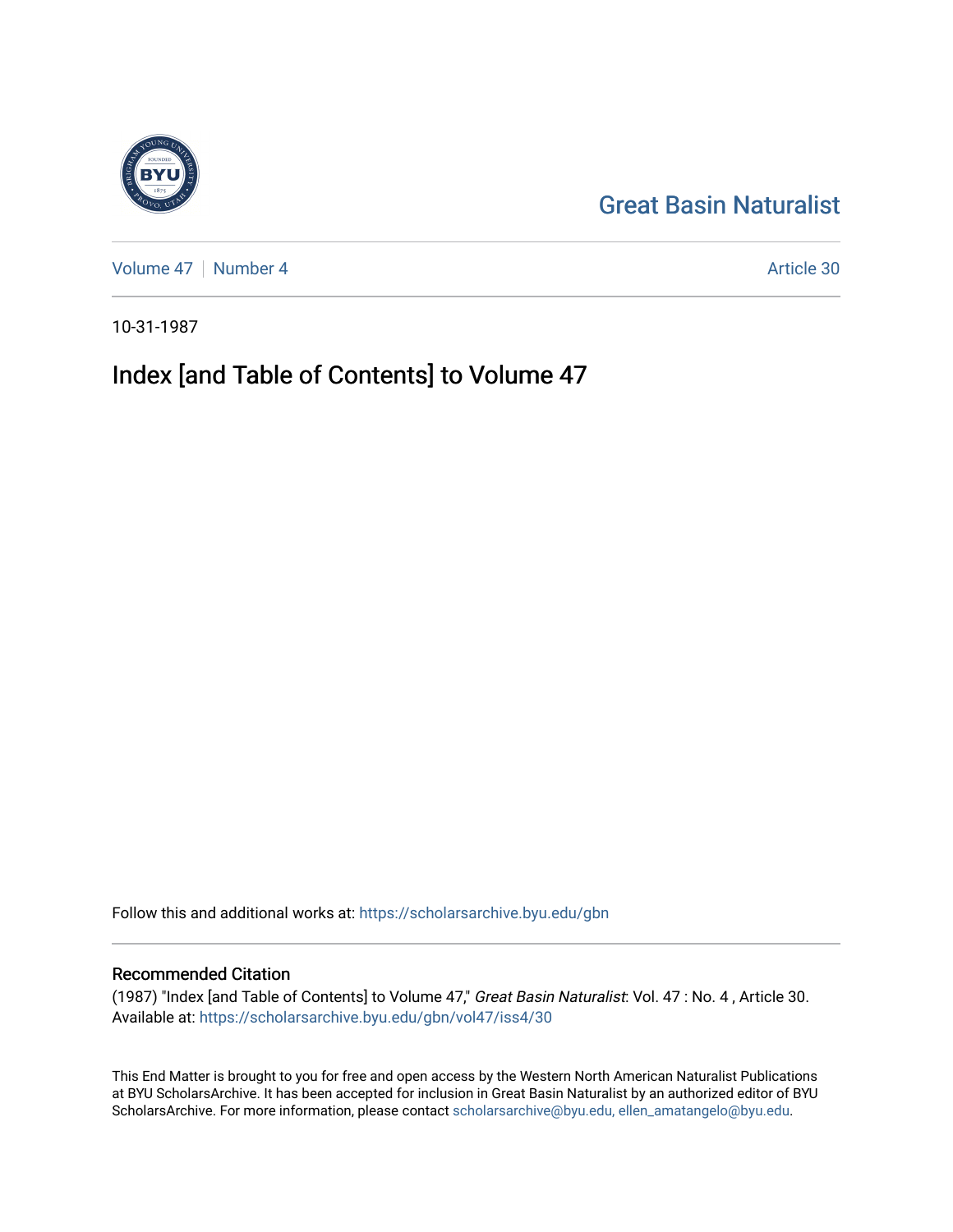Great Basin Naturalist

Volume 47 | Number 4

Article 30

10-31-1987

# Index [and Table of Contents] to Volume 47

Follow this and additional works at: https://scholarsarchive.byu.edu/gbn

## Recommended Citation

(1987) "Index [and Table of Contents] to Volume 47," *Great Basin Naturalist*: Vol. 47 : No. 4 , Article 30. Available at: https://scholarsarchive.byu.edu/gbn/vol47/iss4/30

This End Matter is brought to you for free and open access by the Western North American Naturalist Publications at BYU ScholarsArchive. It has been accepted for inclusion in Great Basin Naturalist by an authorized editor of BYU ScholarsArchive. For more information, please contact scholarsarchive@byu.edu, ellen_amatangelo@byu.edu.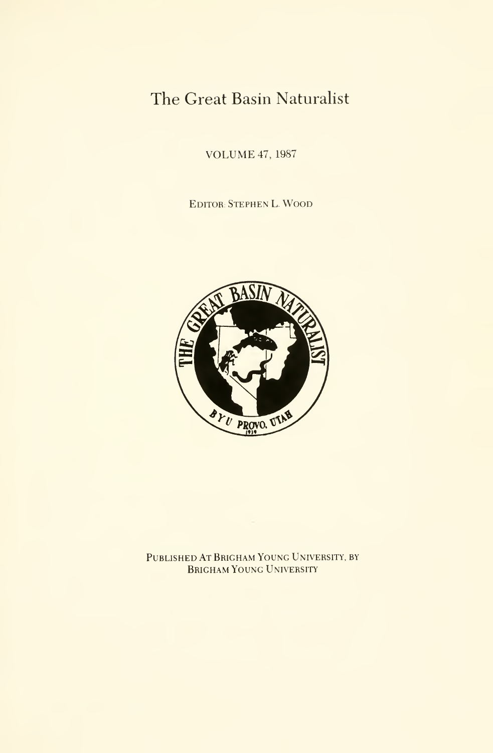# The Great Basin Naturalist

VOLUME 47, 1987

EDITOR: STEPHEN L. WOOD

PUBLISHED AT BRIGHAM YOUNG UNIVERSITY, BY BRIGHAM YOUNG UNIVERSITY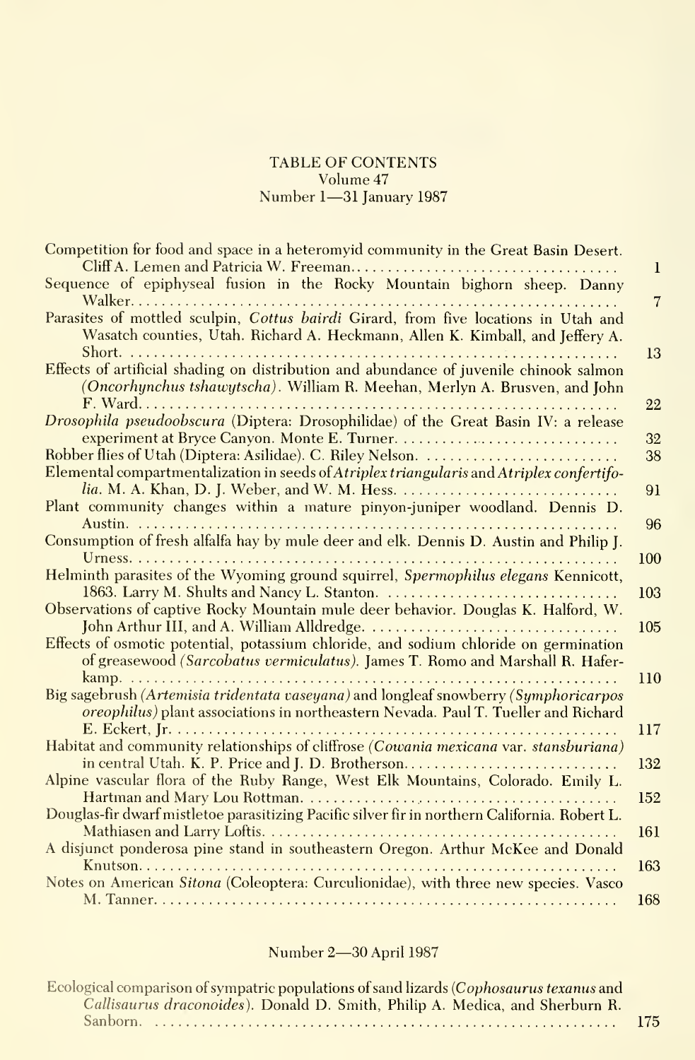# TABLE OF CONTENTS

Volume 47

Number 1—31 January 1987

Competition for food and space in a heteromyid community in the Great Basin Desert. Cliff A. Lemen and Patricia W. Freeman .... 1

Sequence of epiphyseal fusion in the Rocky Mountain bighorn sheep. Danny Walker .... 7

Parasites of mottled sculpin, *Cottus bairdi* Girard, from five locations in Utah and Wasatch counties, Utah. Richard A. Heckmann, Allen K. Kimball, and Jeffery A. Short .... 13

Effects of artificial shading on distribution and abundance of juvenile chinook salmon *(Oncorhynchus tshawytscha)*. William R. Meehan, Merlyn A. Brusven, and John F. Ward .... 22

*Drosophila pseudoobscura* (Diptera: Drosophilidae) of the Great Basin IV: a release experiment at Bryce Canyon. Monte E. Turner .... 32

Robber flies of Utah (Diptera: Asilidae). C. Riley Nelson .... 38

Elemental compartmentalization in seeds of *Atriplex triangularis* and *Atriplex confertifolia*. M. A. Khan, D. J. Weber, and W. M. Hess .... 91

Plant community changes within a mature pinyon-juniper woodland. Dennis D. Austin .... 96

Consumption of fresh alfalfa hay by mule deer and elk. Dennis D. Austin and Philip J. Urness .... 100

Helminth parasites of the Wyoming ground squirrel, *Spermophilus elegans* Kennicott, 1863. Larry M. Shults and Nancy L. Stanton .... 103

Observations of captive Rocky Mountain mule deer behavior. Douglas K. Halford, W. John Arthur III, and A. William Alldredge .... 105

Effects of osmotic potential, potassium chloride, and sodium chloride on germination of greasewood *(Sarcobatus vermiculatus)*. James T. Romo and Marshall R. Haferkamp .... 110

Big sagebrush *(Artemisia tridentata vaseyana)* and longleaf snowberry *(Symphoricarpos oreophilus)* plant associations in northeastern Nevada. Paul T. Tueller and Richard E. Eckert, Jr. .... 117

Habitat and community relationships of cliffrose *(Cowania mexicana* var. *stansburiana)* in central Utah. K. P. Price and J. D. Brotherson .... 132

Alpine vascular flora of the Ruby Range, West Elk Mountains, Colorado. Emily L. Hartman and Mary Lou Rottman .... 152

Douglas-fir dwarf mistletoe parasitizing Pacific silver fir in northern California. Robert L. Mathiasen and Larry Loftis .... 161

A disjunct ponderosa pine stand in southeastern Oregon. Arthur McKee and Donald Knutson .... 163

Notes on American *Sitona* (Coleoptera: Curculionidae), with three new species. Vasco M. Tanner .... 168

Number 2—30 April 1987

Ecological comparison of sympatric populations of sand lizards (*Cophosaurus texanus* and *Callisaurus draconoides*). Donald D. Smith, Philip A. Medica, and Sherburn R. Sanborn .... 175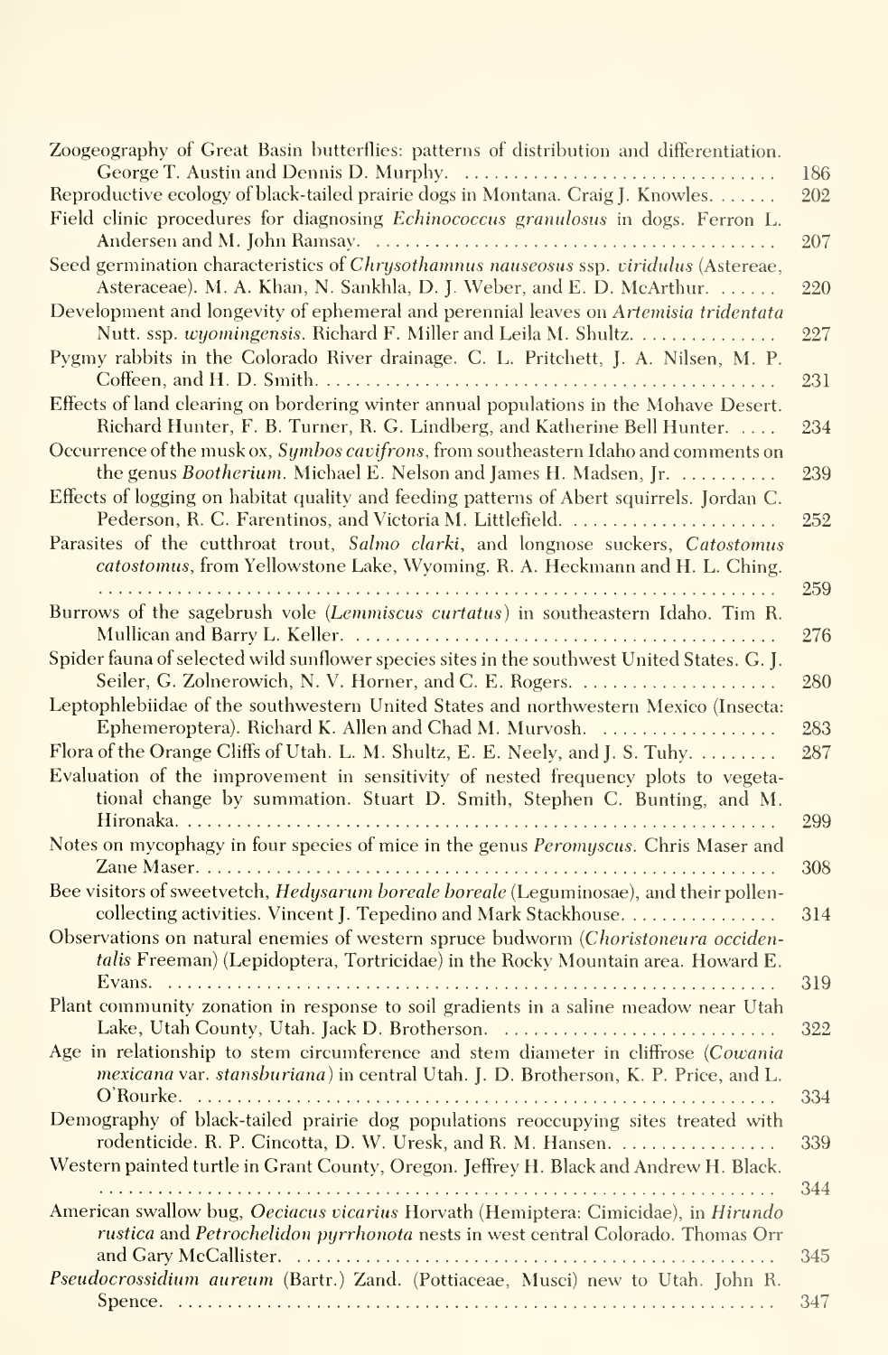Zoogeography of Great Basin butterflies: patterns of distribution and differentiation. George T. Austin and Dennis D. Murphy. .... 186

Reproductive ecology of black-tailed prairie dogs in Montana. Craig J. Knowles. .... 202

Field clinic procedures for diagnosing *Echinococcus granulosus* in dogs. Ferron L. Andersen and M. John Ramsay. .... 207

Seed germination characteristics of *Chrysothamnus nauseosus* ssp. *viridulus* (Astereae, Asteraceae). M. A. Khan, N. Sankhla, D. J. Weber, and E. D. McArthur. .... 220

Development and longevity of ephemeral and perennial leaves on *Artemisia tridentata* Nutt. ssp. *wyomingensis*. Richard F. Miller and Leila M. Shultz. .... 227

Pygmy rabbits in the Colorado River drainage. C. L. Pritchett, J. A. Nilsen, M. P. Coffeen, and H. D. Smith. .... 231

Effects of land clearing on bordering winter annual populations in the Mohave Desert. Richard Hunter, F. B. Turner, R. G. Lindberg, and Katherine Bell Hunter. .... 234

Occurrence of the musk ox, *Symbos cavifrons*, from southeastern Idaho and comments on the genus *Bootherium*. Michael E. Nelson and James H. Madsen, Jr. .... 239

Effects of logging on habitat quality and feeding patterns of Abert squirrels. Jordan C. Pederson, R. C. Farentinos, and Victoria M. Littlefield. .... 252

Parasites of the cutthroat trout, *Salmo clarki*, and longnose suckers, *Catostomus catostomus*, from Yellowstone Lake, Wyoming. R. A. Heckmann and H. L. Ching. .... 259

Burrows of the sagebrush vole (*Lemmiscus curtatus*) in southeastern Idaho. Tim R. Mullican and Barry L. Keller. .... 276

Spider fauna of selected wild sunflower species sites in the southwest United States. G. J. Seiler, G. Zolnerowich, N. V. Horner, and C. E. Rogers. .... 280

Leptophlebiidae of the southwestern United States and northwestern Mexico (Insecta: Ephemeroptera). Richard K. Allen and Chad M. Murvosh. .... 283

Flora of the Orange Cliffs of Utah. L. M. Shultz, E. E. Neely, and J. S. Tuhy. .... 287

Evaluation of the improvement in sensitivity of nested frequency plots to vegetational change by summation. Stuart D. Smith, Stephen C. Bunting, and M. Hironaka. .... 299

Notes on mycophagy in four species of mice in the genus *Peromyscus*. Chris Maser and Zane Maser. .... 308

Bee visitors of sweetvetch, *Hedysarum boreale boreale* (Leguminosae), and their pollen-collecting activities. Vincent J. Tepedino and Mark Stackhouse. .... 314

Observations on natural enemies of western spruce budworm (*Choristoneura occidentalis* Freeman) (Lepidoptera, Tortricidae) in the Rocky Mountain area. Howard E. Evans. .... 319

Plant community zonation in response to soil gradients in a saline meadow near Utah Lake, Utah County, Utah. Jack D. Brotherson. .... 322

Age in relationship to stem circumference and stem diameter in cliffrose (*Cowania mexicana* var. *stansburiana*) in central Utah. J. D. Brotherson, K. P. Price, and L. O'Rourke. .... 334

Demography of black-tailed prairie dog populations reoccupying sites treated with rodenticide. R. P. Cincotta, D. W. Uresk, and R. M. Hansen. .... 339

Western painted turtle in Grant County, Oregon. Jeffrey H. Black and Andrew H. Black. .... 344

American swallow bug, *Oeciacus vicarius* Horvath (Hemiptera: Cimicidae), in *Hirundo rustica* and *Petrochelidon pyrrhonota* nests in west central Colorado. Thomas Orr and Gary McCallister. .... 345

*Pseudocrossidium aureum* (Bartr.) Zand. (Pottiaceae, Musci) new to Utah. John R. Spence. .... 347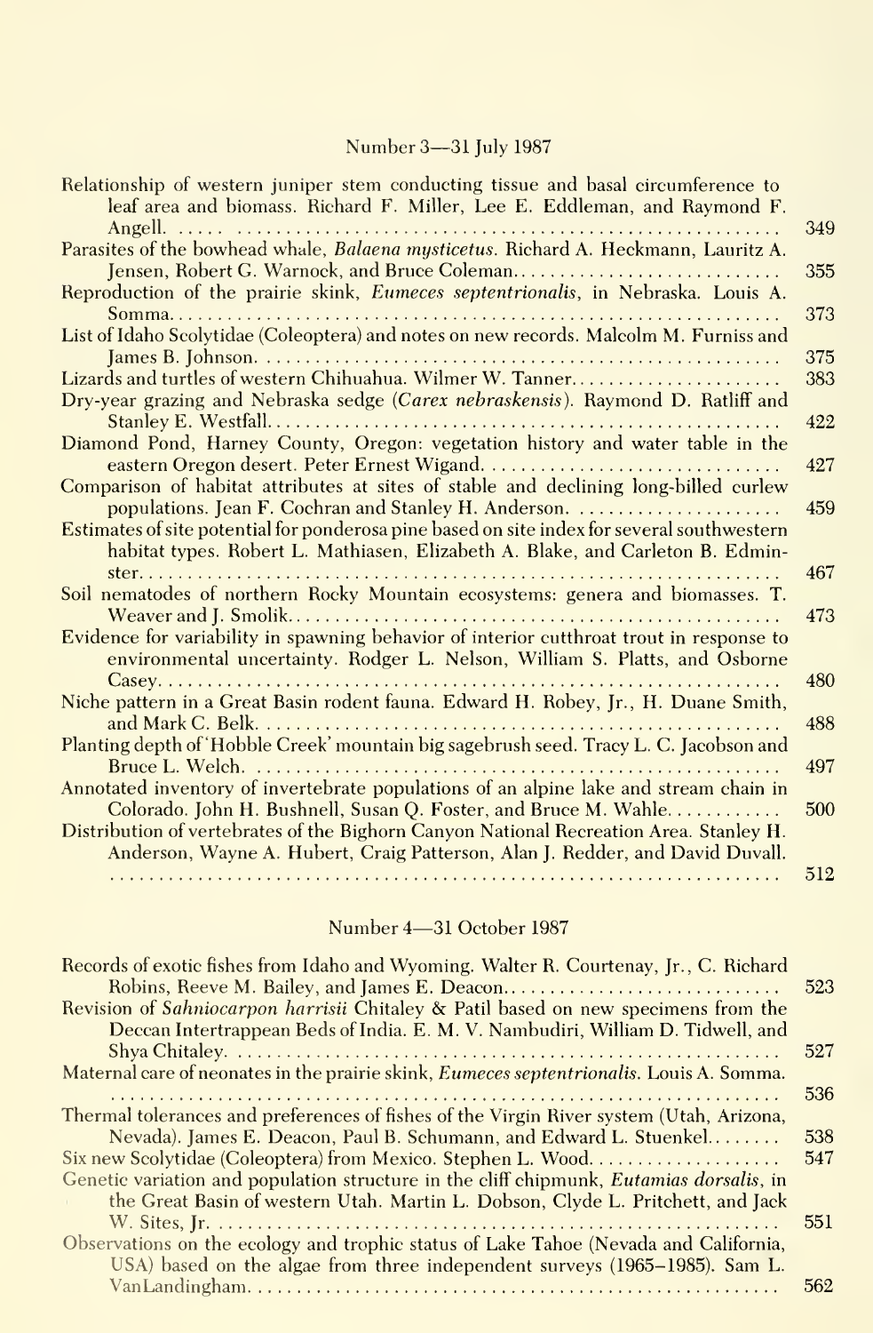## Number 3—31 July 1987

Relationship of western juniper stem conducting tissue and basal circumference to leaf area and biomass. Richard F. Miller, Lee E. Eddleman, and Raymond F. Angell. .... 349

Parasites of the bowhead whale, *Balaena mysticetus*. Richard A. Heckmann, Lauritz A. Jensen, Robert G. Warnock, and Bruce Coleman .... 355

Reproduction of the prairie skink, *Eumeces septentrionalis*, in Nebraska. Louis A. Somma .... 373

List of Idaho Scolytidae (Coleoptera) and notes on new records. Malcolm M. Furniss and James B. Johnson .... 375

Lizards and turtles of western Chihuahua. Wilmer W. Tanner .... 383

Dry-year grazing and Nebraska sedge (*Carex nebraskensis*). Raymond D. Ratliff and Stanley E. Westfall .... 422

Diamond Pond, Harney County, Oregon: vegetation history and water table in the eastern Oregon desert. Peter Ernest Wigand .... 427

Comparison of habitat attributes at sites of stable and declining long-billed curlew populations. Jean F. Cochran and Stanley H. Anderson .... 459

Estimates of site potential for ponderosa pine based on site index for several southwestern habitat types. Robert L. Mathiasen, Elizabeth A. Blake, and Carleton B. Edminster .... 467

Soil nematodes of northern Rocky Mountain ecosystems: genera and biomasses. T. Weaver and J. Smolik .... 473

Evidence for variability in spawning behavior of interior cutthroat trout in response to environmental uncertainty. Rodger L. Nelson, William S. Platts, and Osborne Casey .... 480

Niche pattern in a Great Basin rodent fauna. Edward H. Robey, Jr., H. Duane Smith, and Mark C. Belk .... 488

Planting depth of 'Hobble Creek' mountain big sagebrush seed. Tracy L. C. Jacobson and Bruce L. Welch .... 497

Annotated inventory of invertebrate populations of an alpine lake and stream chain in Colorado. John H. Bushnell, Susan Q. Foster, and Bruce M. Wahle .... 500

Distribution of vertebrates of the Bighorn Canyon National Recreation Area. Stanley H. Anderson, Wayne A. Hubert, Craig Patterson, Alan J. Redder, and David Duvall. .... 512

## Number 4—31 October 1987

Records of exotic fishes from Idaho and Wyoming. Walter R. Courtenay, Jr., C. Richard Robins, Reeve M. Bailey, and James E. Deacon .... 523

Revision of *Sahniocarpon harrisii* Chitaley & Patil based on new specimens from the Deccan Intertrappean Beds of India. E. M. V. Nambudiri, William D. Tidwell, and Shya Chitaley .... 527

Maternal care of neonates in the prairie skink, *Eumeces septentrionalis*. Louis A. Somma. .... 536

Thermal tolerances and preferences of fishes of the Virgin River system (Utah, Arizona, Nevada). James E. Deacon, Paul B. Schumann, and Edward L. Stuenkel .... 538

Six new Scolytidae (Coleoptera) from Mexico. Stephen L. Wood .... 547

Genetic variation and population structure in the cliff chipmunk, *Eutamias dorsalis*, in the Great Basin of western Utah. Martin L. Dobson, Clyde L. Pritchett, and Jack W. Sites, Jr. .... 551

Observations on the ecology and trophic status of Lake Tahoe (Nevada and California, USA) based on the algae from three independent surveys (1965–1985). Sam L. VanLandingham .... 562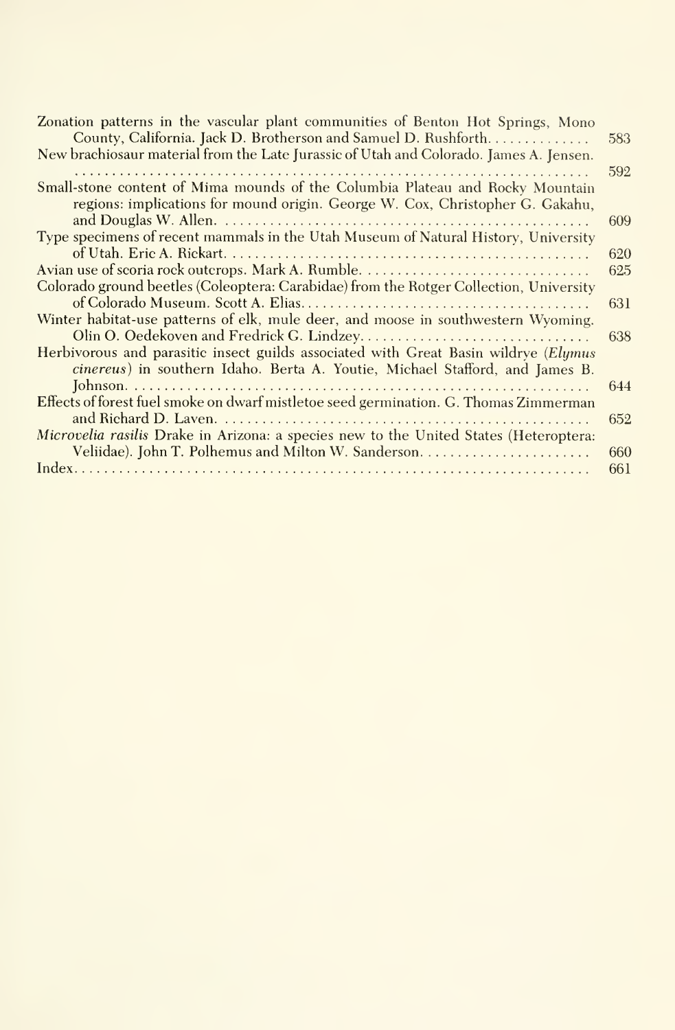Zonation patterns in the vascular plant communities of Benton Hot Springs, Mono County, California. Jack D. Brotherson and Samuel D. Rushforth. . . . . . . . . . . . . . 583

New brachiosaur material from the Late Jurassic of Utah and Colorado. James A. Jensen. . . . . . . . . . . . . . . . . . . . . . . . . . . . . . . . . . . . . . . . . . . . . . . . . . . . . . . . . . . . . . . . . . . . . 592

Small-stone content of Mima mounds of the Columbia Plateau and Rocky Mountain regions: implications for mound origin. George W. Cox, Christopher G. Gakahu, and Douglas W. Allen. . . . . . . . . . . . . . . . . . . . . . . . . . . . . . . . . . . . . . . . . . . . . . . . . 609

Type specimens of recent mammals in the Utah Museum of Natural History, University of Utah. Eric A. Rickart. . . . . . . . . . . . . . . . . . . . . . . . . . . . . . . . . . . . . . . . . . . . . . . . 620

Avian use of scoria rock outcrops. Mark A. Rumble. . . . . . . . . . . . . . . . . . . . . . . . . . . . . . . 625

Colorado ground beetles (Coleoptera: Carabidae) from the Rotger Collection, University of Colorado Museum. Scott A. Elias. . . . . . . . . . . . . . . . . . . . . . . . . . . . . . . . . . . . . . . 631

Winter habitat-use patterns of elk, mule deer, and moose in southwestern Wyoming. Olin O. Oedekoven and Fredrick G. Lindzey. . . . . . . . . . . . . . . . . . . . . . . . . . . . . . . 638

Herbivorous and parasitic insect guilds associated with Great Basin wildrye (*Elymus cinereus*) in southern Idaho. Berta A. Youtie, Michael Stafford, and James B. Johnson. . . . . . . . . . . . . . . . . . . . . . . . . . . . . . . . . . . . . . . . . . . . . . . . . . . . . . . . . . . . . . 644

Effects of forest fuel smoke on dwarf mistletoe seed germination. G. Thomas Zimmerman and Richard D. Laven. . . . . . . . . . . . . . . . . . . . . . . . . . . . . . . . . . . . . . . . . . . . . . . . . 652

*Microvelia rasilis* Drake in Arizona: a species new to the United States (Heteroptera: Veliidae). John T. Polhemus and Milton W. Sanderson. . . . . . . . . . . . . . . . . . . . . . . 660

Index. . . . . . . . . . . . . . . . . . . . . . . . . . . . . . . . . . . . . . . . . . . . . . . . . . . . . . . . . . . . . . . . . 661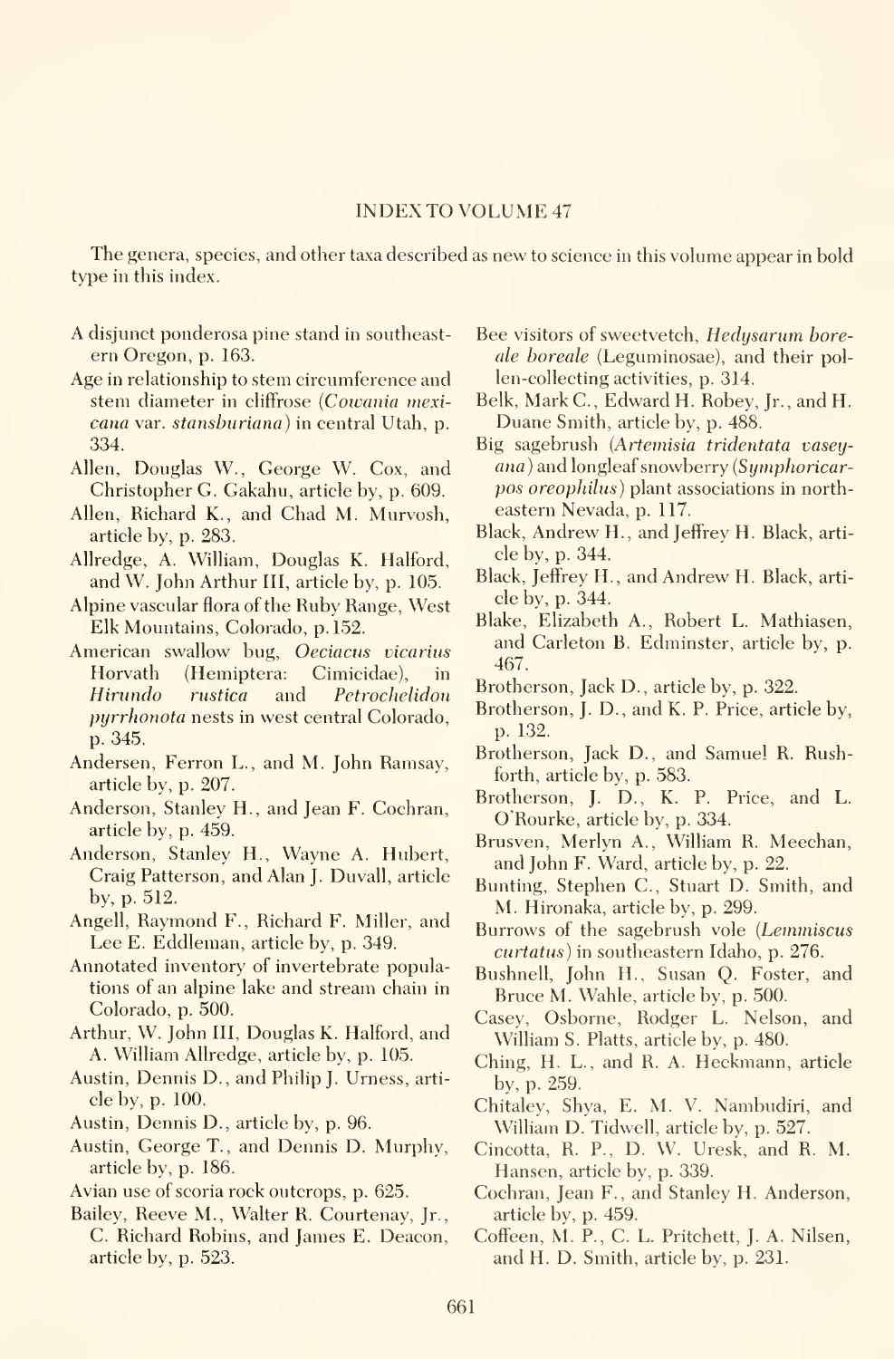## INDEX TO VOLUME 47

The genera, species, and other taxa described as new to science in this volume appear in bold type in this index.

A disjunct ponderosa pine stand in southeastern Oregon, p. 163.

Age in relationship to stem circumference and stem diameter in cliffrose (*Cowania mexicana* var. *stansburiana*) in central Utah, p. 334.

Allen, Douglas W., George W. Cox, and Christopher G. Gakahu, article by, p. 609.

Allen, Richard K., and Chad M. Murvosh, article by, p. 283.

Allredge, A. William, Douglas K. Halford, and W. John Arthur III, article by, p. 105.

Alpine vascular flora of the Ruby Range, West Elk Mountains, Colorado, p. 152.

American swallow bug, *Oeciacus vicarius* Horvath (Hemiptera: Cimicidae), in *Hirundo rustica* and *Petrochelidon pyrrhonota* nests in west central Colorado, p. 345.

Andersen, Ferron L., and M. John Ramsay, article by, p. 207.

Anderson, Stanley H., and Jean F. Cochran, article by, p. 459.

Anderson, Stanley H., Wayne A. Hubert, Craig Patterson, and Alan J. Duvall, article by, p. 512.

Angell, Raymond F., Richard F. Miller, and Lee E. Eddleman, article by, p. 349.

Annotated inventory of invertebrate populations of an alpine lake and stream chain in Colorado, p. 500.

Arthur, W. John III, Douglas K. Halford, and A. William Allredge, article by, p. 105.

Austin, Dennis D., and Philip J. Urness, article by, p. 100.

Austin, Dennis D., article by, p. 96.

Austin, George T., and Dennis D. Murphy, article by, p. 186.

Avian use of scoria rock outcrops, p. 625.

Bailey, Reeve M., Walter R. Courtenay, Jr., C. Richard Robins, and James E. Deacon, article by, p. 523.

Bee visitors of sweetvetch, *Hedysarum boreale boreale* (Leguminosae), and their pollen-collecting activities, p. 314.

Belk, Mark C., Edward H. Robey, Jr., and H. Duane Smith, article by, p. 488.

Big sagebrush (*Artemisia tridentata vaseyana*) and longleaf snowberry (*Symphoricarpos oreophilus*) plant associations in northeastern Nevada, p. 117.

Black, Andrew H., and Jeffrey H. Black, article by, p. 344.

Black, Jeffrey H., and Andrew H. Black, article by, p. 344.

Blake, Elizabeth A., Robert L. Mathiasen, and Carleton B. Edminster, article by, p. 467.

Brotherson, Jack D., article by, p. 322.

Brotherson, J. D., and K. P. Price, article by, p. 132.

Brotherson, Jack D., and Samuel R. Rushforth, article by, p. 583.

Brotherson, J. D., K. P. Price, and L. O'Rourke, article by, p. 334.

Brusven, Merlyn A., William R. Meechan, and John F. Ward, article by, p. 22.

Bunting, Stephen C., Stuart D. Smith, and M. Hironaka, article by, p. 299.

Burrows of the sagebrush vole (*Lemmiscus curtatus*) in southeastern Idaho, p. 276.

Bushnell, John H., Susan Q. Foster, and Bruce M. Wahle, article by, p. 500.

Casey, Osborne, Rodger L. Nelson, and William S. Platts, article by, p. 480.

Ching, H. L., and R. A. Heckmann, article by, p. 259.

Chitaley, Shya, E. M. V. Nambudiri, and William D. Tidwell, article by, p. 527.

Cincotta, R. P., D. W. Uresk, and R. M. Hansen, article by, p. 339.

Cochran, Jean F., and Stanley H. Anderson, article by, p. 459.

Coffeen, M. P., C. L. Pritchett, J. A. Nilsen, and H. D. Smith, article by, p. 231.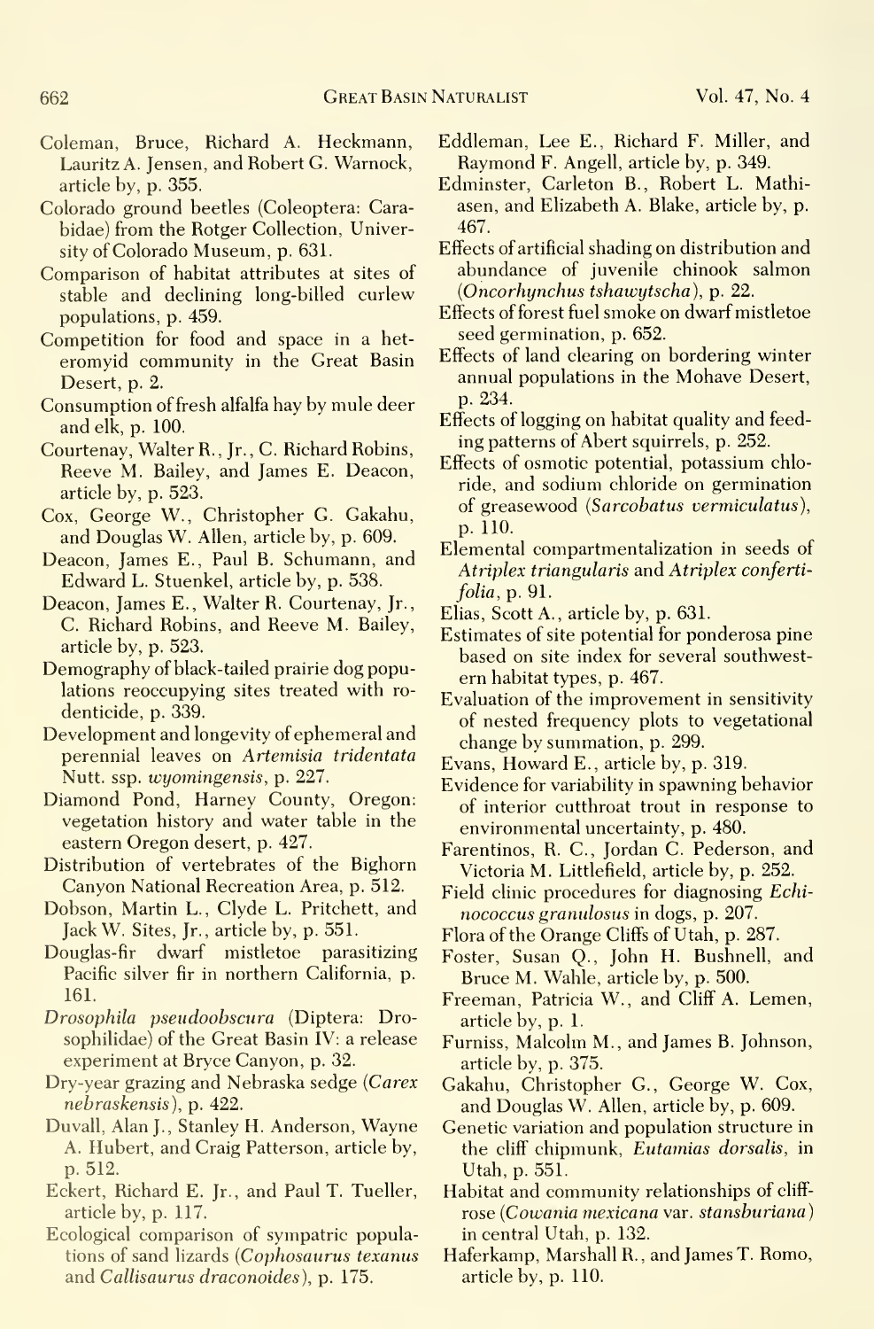Coleman, Bruce, Richard A. Heckmann, Lauritz A. Jensen, and Robert G. Warnock, article by, p. 355.

Colorado ground beetles (Coleoptera: Carabidae) from the Rotger Collection, University of Colorado Museum, p. 631.

Comparison of habitat attributes at sites of stable and declining long-billed curlew populations, p. 459.

Competition for food and space in a heteromyid community in the Great Basin Desert, p. 2.

Consumption of fresh alfalfa hay by mule deer and elk, p. 100.

Courtenay, Walter R., Jr., C. Richard Robins, Reeve M. Bailey, and James E. Deacon, article by, p. 523.

Cox, George W., Christopher G. Gakahu, and Douglas W. Allen, article by, p. 609.

Deacon, James E., Paul B. Schumann, and Edward L. Stuenkel, article by, p. 538.

Deacon, James E., Walter R. Courtenay, Jr., C. Richard Robins, and Reeve M. Bailey, article by, p. 523.

Demography of black-tailed prairie dog populations reoccupying sites treated with rodenticide, p. 339.

Development and longevity of ephemeral and perennial leaves on *Artemisia tridentata* Nutt. ssp. *wyomingensis*, p. 227.

Diamond Pond, Harney County, Oregon: vegetation history and water table in the eastern Oregon desert, p. 427.

Distribution of vertebrates of the Bighorn Canyon National Recreation Area, p. 512.

Dobson, Martin L., Clyde L. Pritchett, and Jack W. Sites, Jr., article by, p. 551.

Douglas-fir dwarf mistletoe parasitizing Pacific silver fir in northern California, p. 161.

*Drosophila pseudoobscura* (Diptera: Drosophilidae) of the Great Basin IV: a release experiment at Bryce Canyon, p. 32.

Dry-year grazing and Nebraska sedge (*Carex nebraskensis*), p. 422.

Duvall, Alan J., Stanley H. Anderson, Wayne A. Hubert, and Craig Patterson, article by, p. 512.

Eckert, Richard E. Jr., and Paul T. Tueller, article by, p. 117.

Ecological comparison of sympatric populations of sand lizards (*Cophosaurus texanus* and *Callisaurus draconoides*), p. 175.

Eddleman, Lee E., Richard F. Miller, and Raymond F. Angell, article by, p. 349.

Edminster, Carleton B., Robert L. Mathiasen, and Elizabeth A. Blake, article by, p. 467.

Effects of artificial shading on distribution and abundance of juvenile chinook salmon (*Oncorhynchus tshawytscha*), p. 22.

Effects of forest fuel smoke on dwarf mistletoe seed germination, p. 652.

Effects of land clearing on bordering winter annual populations in the Mohave Desert, p. 234.

Effects of logging on habitat quality and feeding patterns of Abert squirrels, p. 252.

Effects of osmotic potential, potassium chloride, and sodium chloride on germination of greasewood (*Sarcobatus vermiculatus*), p. 110.

Elemental compartmentalization in seeds of *Atriplex triangularis* and *Atriplex confertifolia*, p. 91.

Elias, Scott A., article by, p. 631.

Estimates of site potential for ponderosa pine based on site index for several southwestern habitat types, p. 467.

Evaluation of the improvement in sensitivity of nested frequency plots to vegetational change by summation, p. 299.

Evans, Howard E., article by, p. 319.

Evidence for variability in spawning behavior of interior cutthroat trout in response to environmental uncertainty, p. 480.

Farentinos, R. C., Jordan C. Pederson, and Victoria M. Littlefield, article by, p. 252.

Field clinic procedures for diagnosing *Echinococcus granulosus* in dogs, p. 207.

Flora of the Orange Cliffs of Utah, p. 287.

Foster, Susan Q., John H. Bushnell, and Bruce M. Wahle, article by, p. 500.

Freeman, Patricia W., and Cliff A. Lemen, article by, p. 1.

Furniss, Malcolm M., and James B. Johnson, article by, p. 375.

Gakahu, Christopher G., George W. Cox, and Douglas W. Allen, article by, p. 609.

Genetic variation and population structure in the cliff chipmunk, *Eutamias dorsalis*, in Utah, p. 551.

Habitat and community relationships of cliffrose (*Cowania mexicana* var. *stansburiana*) in central Utah, p. 132.

Haferkamp, Marshall R., and James T. Romo, article by, p. 110.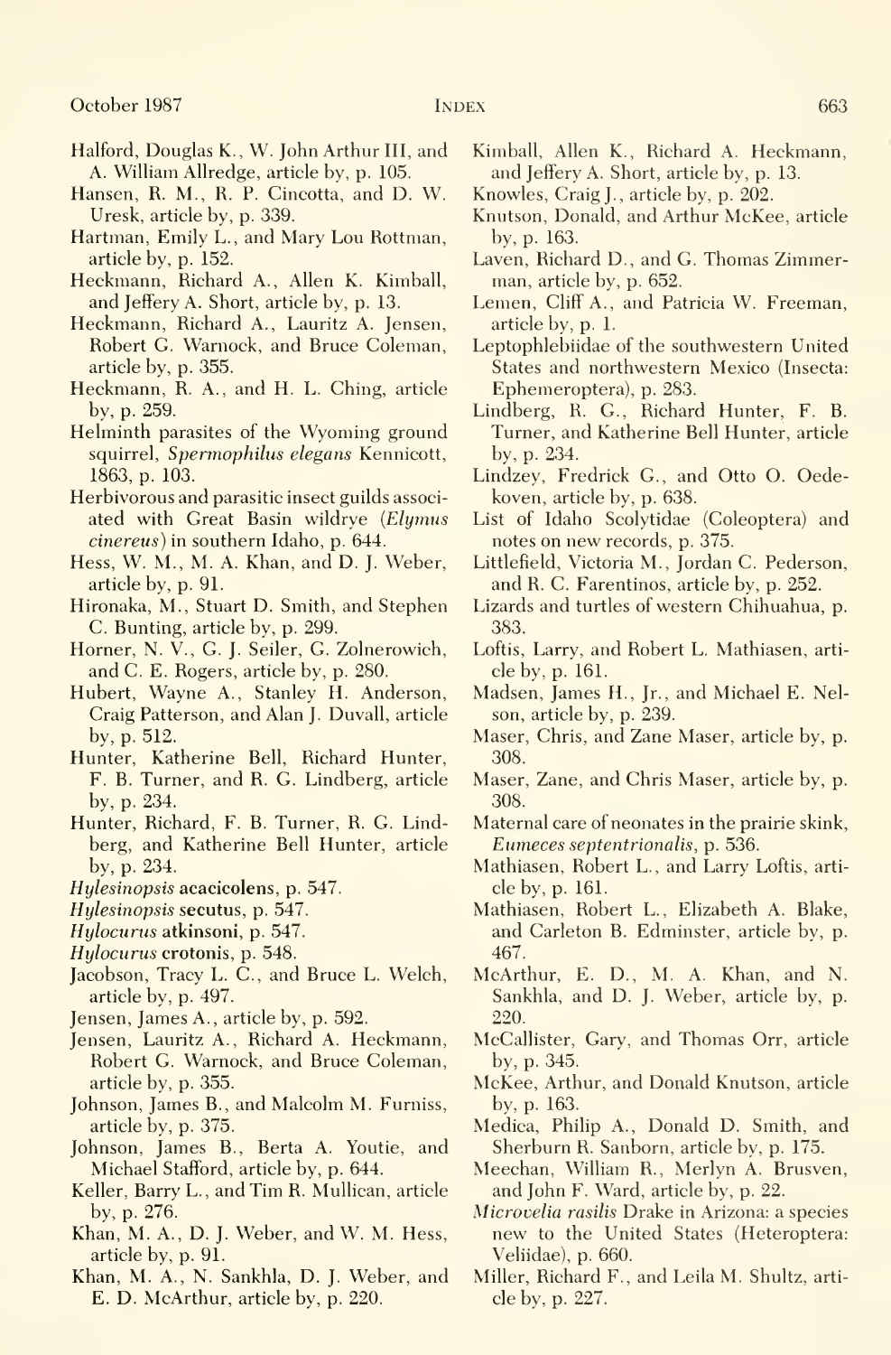Halford, Douglas K., W. John Arthur III, and A. William Allredge, article by, p. 105.

Hansen, R. M., R. P. Cincotta, and D. W. Uresk, article by, p. 339.

Hartman, Emily L., and Mary Lou Rottman, article by, p. 152.

Heckmann, Richard A., Allen K. Kimball, and Jeffery A. Short, article by, p. 13.

Heckmann, Richard A., Lauritz A. Jensen, Robert G. Warnock, and Bruce Coleman, article by, p. 355.

Heckmann, R. A., and H. L. Ching, article by, p. 259.

Helminth parasites of the Wyoming ground squirrel, *Spermophilus elegans* Kennicott, 1863, p. 103.

Herbivorous and parasitic insect guilds associated with Great Basin wildrye (*Elymus cinereus*) in southern Idaho, p. 644.

Hess, W. M., M. A. Khan, and D. J. Weber, article by, p. 91.

Hironaka, M., Stuart D. Smith, and Stephen C. Bunting, article by, p. 299.

Horner, N. V., G. J. Seiler, G. Zolnerowich, and C. E. Rogers, article by, p. 280.

Hubert, Wayne A., Stanley H. Anderson, Craig Patterson, and Alan J. Duvall, article by, p. 512.

Hunter, Katherine Bell, Richard Hunter, F. B. Turner, and R. G. Lindberg, article by, p. 234.

Hunter, Richard, F. B. Turner, R. G. Lindberg, and Katherine Bell Hunter, article by, p. 234.

*Hylesinopsis* **acacicolens**, p. 547.

*Hylesinopsis* **secutus**, p. 547.

*Hylocurus* **atkinsoni**, p. 547.

*Hylocurus* **crotonis**, p. 548.

Jacobson, Tracy L. C., and Bruce L. Welch, article by, p. 497.

Jensen, James A., article by, p. 592.

Jensen, Lauritz A., Richard A. Heckmann, Robert G. Warnock, and Bruce Coleman, article by, p. 355.

Johnson, James B., and Malcolm M. Furniss, article by, p. 375.

Johnson, James B., Berta A. Youtie, and Michael Stafford, article by, p. 644.

Keller, Barry L., and Tim R. Mullican, article by, p. 276.

Khan, M. A., D. J. Weber, and W. M. Hess, article by, p. 91.

Khan, M. A., N. Sankhla, D. J. Weber, and E. D. McArthur, article by, p. 220.

Kimball, Allen K., Richard A. Heckmann, and Jeffery A. Short, article by, p. 13.

Knowles, Craig J., article by, p. 202.

Knutson, Donald, and Arthur McKee, article by, p. 163.

Laven, Richard D., and G. Thomas Zimmerman, article by, p. 652.

Lemen, Cliff A., and Patricia W. Freeman, article by, p. 1.

Leptophlebiidae of the southwestern United States and northwestern Mexico (Insecta: Ephemeroptera), p. 283.

Lindberg, R. G., Richard Hunter, F. B. Turner, and Katherine Bell Hunter, article by, p. 234.

Lindzey, Fredrick G., and Otto O. Oedekoven, article by, p. 638.

List of Idaho Scolytidae (Coleoptera) and notes on new records, p. 375.

Littlefield, Victoria M., Jordan C. Pederson, and R. C. Farentinos, article by, p. 252.

Lizards and turtles of western Chihuahua, p. 383.

Loftis, Larry, and Robert L. Mathiasen, article by, p. 161.

Madsen, James H., Jr., and Michael E. Nelson, article by, p. 239.

Maser, Chris, and Zane Maser, article by, p. 308.

Maser, Zane, and Chris Maser, article by, p. 308.

Maternal care of neonates in the prairie skink, *Eumeces septentrionalis*, p. 536.

Mathiasen, Robert L., and Larry Loftis, article by, p. 161.

Mathiasen, Robert L., Elizabeth A. Blake, and Carleton B. Edminster, article by, p. 467.

McArthur, E. D., M. A. Khan, and N. Sankhla, and D. J. Weber, article by, p. 220.

McCallister, Gary, and Thomas Orr, article by, p. 345.

McKee, Arthur, and Donald Knutson, article by, p. 163.

Medica, Philip A., Donald D. Smith, and Sherburn R. Sanborn, article by, p. 175.

Meechan, William R., Merlyn A. Brusven, and John F. Ward, article by, p. 22.

*Microvelia rasilis* Drake in Arizona: a species new to the United States (Heteroptera: Veliidae), p. 660.

Miller, Richard F., and Leila M. Shultz, article by, p. 227.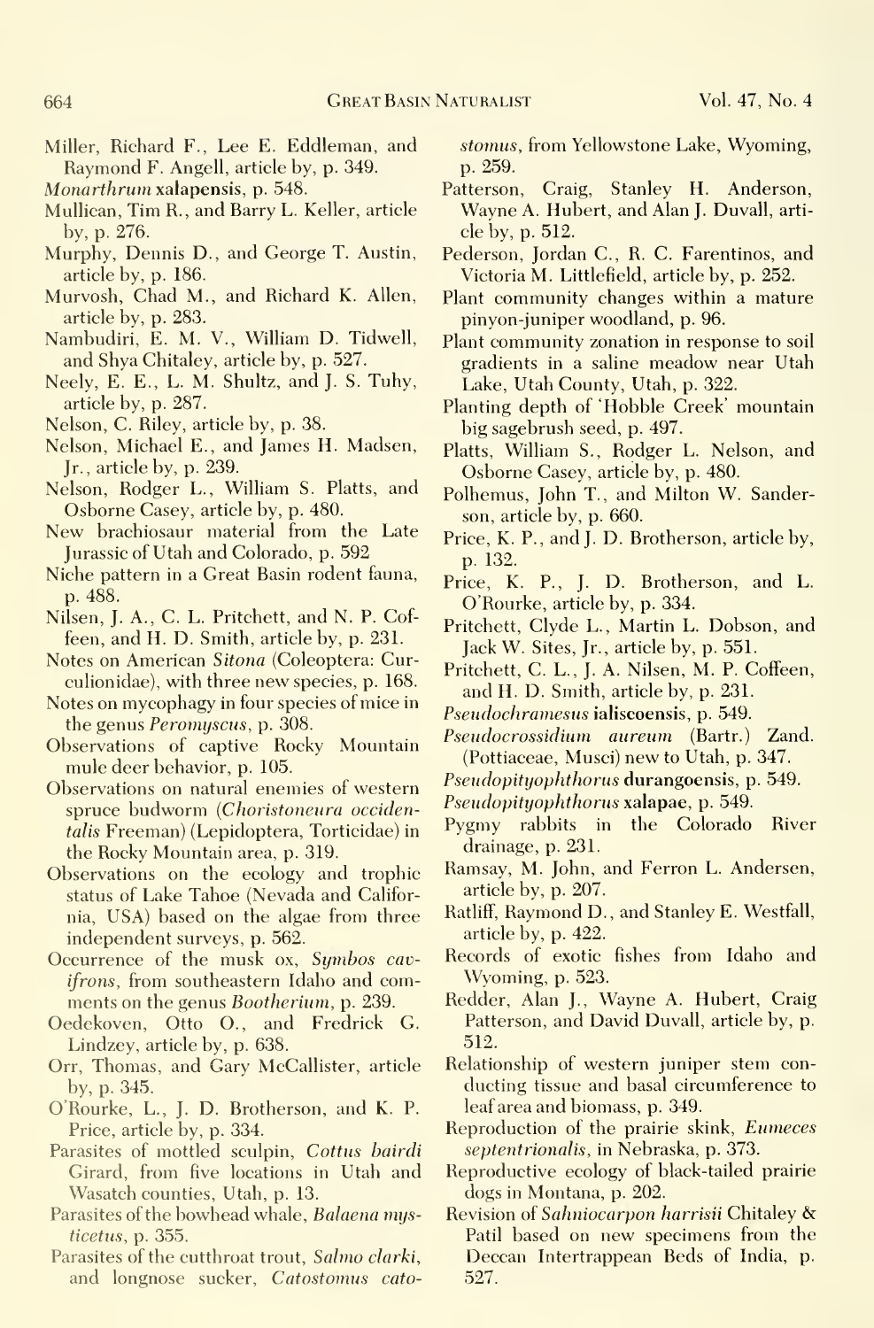Miller, Richard F., Lee E. Eddleman, and Raymond F. Angell, article by, p. 349.

*Monarthrum* **xalapensis**, p. 548.

Mullican, Tim R., and Barry L. Keller, article by, p. 276.

Murphy, Dennis D., and George T. Austin, article by, p. 186.

Murvosh, Chad M., and Richard K. Allen, article by, p. 283.

Nambudiri, E. M. V., William D. Tidwell, and Shya Chitaley, article by, p. 527.

Neely, E. E., L. M. Shultz, and J. S. Tuhy, article by, p. 287.

Nelson, C. Riley, article by, p. 38.

Nelson, Michael E., and James H. Madsen, Jr., article by, p. 239.

Nelson, Rodger L., William S. Platts, and Osborne Casey, article by, p. 480.

New brachiosaur material from the Late Jurassic of Utah and Colorado, p. 592

Niche pattern in a Great Basin rodent fauna, p. 488.

Nilsen, J. A., C. L. Pritchett, and N. P. Coffeen, and H. D. Smith, article by, p. 231.

Notes on American *Sitona* (Coleoptera: Curculionidae), with three new species, p. 168.

Notes on mycophagy in four species of mice in the genus *Peromyscus*, p. 308.

Observations of captive Rocky Mountain mule deer behavior, p. 105.

Observations on natural enemies of western spruce budworm (*Choristoneura occidentalis* Freeman) (Lepidoptera, Torticidae) in the Rocky Mountain area, p. 319.

Observations on the ecology and trophic status of Lake Tahoe (Nevada and California, USA) based on the algae from three independent surveys, p. 562.

Occurrence of the musk ox, *Symbos cavifrons*, from southeastern Idaho and comments on the genus *Bootherium*, p. 239.

Oedekoven, Otto O., and Fredrick G. Lindzey, article by, p. 638.

Orr, Thomas, and Gary McCallister, article by, p. 345.

O'Rourke, L., J. D. Brotherson, and K. P. Price, article by, p. 334.

Parasites of mottled sculpin, *Cottus bairdi* Girard, from five locations in Utah and Wasatch counties, Utah, p. 13.

Parasites of the bowhead whale, *Balaena mysticetus*, p. 355.

Parasites of the cutthroat trout, *Salmo clarki*, and longnose sucker, *Catostomus catostomus*, from Yellowstone Lake, Wyoming, p. 259.

Patterson, Craig, Stanley H. Anderson, Wayne A. Hubert, and Alan J. Duvall, article by, p. 512.

Pederson, Jordan C., R. C. Farentinos, and Victoria M. Littlefield, article by, p. 252.

Plant community changes within a mature pinyon-juniper woodland, p. 96.

Plant community zonation in response to soil gradients in a saline meadow near Utah Lake, Utah County, Utah, p. 322.

Planting depth of 'Hobble Creek' mountain big sagebrush seed, p. 497.

Platts, William S., Rodger L. Nelson, and Osborne Casey, article by, p. 480.

Polhemus, John T., and Milton W. Sanderson, article by, p. 660.

Price, K. P., and J. D. Brotherson, article by, p. 132.

Price, K. P., J. D. Brotherson, and L. O'Rourke, article by, p. 334.

Pritchett, Clyde L., Martin L. Dobson, and Jack W. Sites, Jr., article by, p. 551.

Pritchett, C. L., J. A. Nilsen, M. P. Coffeen, and H. D. Smith, article by, p. 231.

*Pseudochramesus* **ialiscoensis**, p. 549.

*Pseudocrossidium aureum* (Bartr.) Zand. (Pottiaceae, Musci) new to Utah, p. 347.

*Pseudopityophthorus* **durangoensis**, p. 549.

*Pseudopityophthorus* **xalapae**, p. 549.

Pygmy rabbits in the Colorado River drainage, p. 231.

Ramsay, M. John, and Ferron L. Andersen, article by, p. 207.

Ratliff, Raymond D., and Stanley E. Westfall, article by, p. 422.

Records of exotic fishes from Idaho and Wyoming, p. 523.

Redder, Alan J., Wayne A. Hubert, Craig Patterson, and David Duvall, article by, p. 512.

Relationship of western juniper stem conducting tissue and basal circumference to leaf area and biomass, p. 349.

Reproduction of the prairie skink, *Eumeces septentrionalis*, in Nebraska, p. 373.

Reproductive ecology of black-tailed prairie dogs in Montana, p. 202.

Revision of *Sahniocarpon harrisii* Chitaley & Patil based on new specimens from the Deccan Intertrappean Beds of India, p. 527.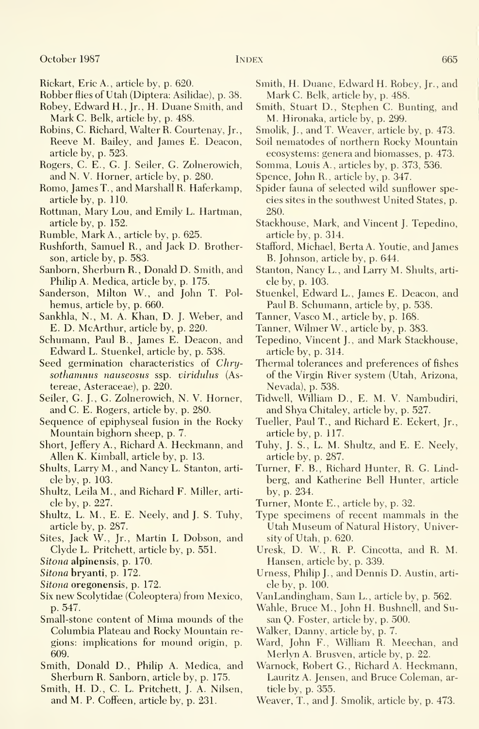Rickart, Eric A., article by, p. 620.

Robber flies of Utah (Diptera: Asilidae), p. 38.

Robey, Edward H., Jr., H. Duane Smith, and Mark C. Belk, article by, p. 488.

Robins, C. Richard, Walter R. Courtenay, Jr., Reeve M. Bailey, and James E. Deacon, article by, p. 523.

Rogers, C. E., G. J. Seiler, G. Zolnerowich, and N. V. Horner, article by, p. 280.

Romo, James T., and Marshall R. Haferkamp, article by, p. 110.

Rottman, Mary Lou, and Emily L. Hartman, article by, p. 152.

Rumble, Mark A., article by, p. 625.

Rushforth, Samuel R., and Jack D. Brotherson, article by, p. 583.

Sanborn, Sherburn R., Donald D. Smith, and Philip A. Medica, article by, p. 175.

Sanderson, Milton W., and John T. Polhemus, article by, p. 660.

Sankhla, N., M. A. Khan, D. J. Weber, and E. D. McArthur, article by, p. 220.

Schumann, Paul B., James E. Deacon, and Edward L. Stuenkel, article by, p. 538.

Seed germination characteristics of *Chrysothamnus nauseosus* ssp. *viridulus* (Astereae, Asteraceae), p. 220.

Seiler, G. J., G. Zolnerowich, N. V. Horner, and C. E. Rogers, article by, p. 280.

Sequence of epiphyseal fusion in the Rocky Mountain bighorn sheep, p. 7.

Short, Jeffery A., Richard A. Heckmann, and Allen K. Kimball, article by, p. 13.

Shults, Larry M., and Nancy L. Stanton, article by, p. 103.

Shultz, Leila M., and Richard F. Miller, article by, p. 227.

Shultz, L. M., E. E. Neely, and J. S. Tuhy, article by, p. 287.

Sites, Jack W., Jr., Martin L Dobson, and Clyde L. Pritchett, article by, p. 551.

*Sitona* **alpinensis**, p. 170.

*Sitona* **bryanti**, p. 172.

*Sitona* **oregonensis**, p. 172.

Six new Scolytidae (Coleoptera) from Mexico, p. 547.

Small-stone content of Mima mounds of the Columbia Plateau and Rocky Mountain regions: implications for mound origin, p. 609.

Smith, Donald D., Philip A. Medica, and Sherburn R. Sanborn, article by, p. 175.

Smith, H. D., C. L. Pritchett, J. A. Nilsen, and M. P. Coffeen, article by, p. 231.

Smith, H. Duane, Edward H. Robey, Jr., and Mark C. Belk, article by, p. 488.

Smith, Stuart D., Stephen C. Bunting, and M. Hironaka, article by, p. 299.

Smolik, J., and T. Weaver, article by, p. 473.

Soil nematodes of northern Rocky Mountain ecosystems: genera and biomasses, p. 473.

Somma, Louis A., articles by, p. 373, 536.

Spence, John R., article by, p. 347.

Spider fauna of selected wild sunflower species sites in the southwest United States, p. 280.

Stackhouse, Mark, and Vincent J. Tepedino, article by, p. 314.

Stafford, Michael, Berta A. Youtie, and James B. Johnson, article by, p. 644.

Stanton, Nancy L., and Larry M. Shults, article by, p. 103.

Stuenkel, Edward L., James E. Deacon, and Paul B. Schumann, article by, p. 538.

Tanner, Vasco M., article by, p. 168.

Tanner, Wilmer W., article by, p. 383.

Tepedino, Vincent J., and Mark Stackhouse, article by, p. 314.

Thermal tolerances and preferences of fishes of the Virgin River system (Utah, Arizona, Nevada), p. 538.

Tidwell, William D., E. M. V. Nambudiri, and Shya Chitaley, article by, p. 527.

Tueller, Paul T., and Richard E. Eckert, Jr., article by, p. 117.

Tuhy, J. S., L. M. Shultz, and E. E. Neely, article by, p. 287.

Turner, F. B., Richard Hunter, R. G. Lindberg, and Katherine Bell Hunter, article by, p. 234.

Turner, Monte E., article by, p. 32.

Type specimens of recent mammals in the Utah Museum of Natural History, University of Utah, p. 620.

Uresk, D. W., R. P. Cincotta, and R. M. Hansen, article by, p. 339.

Urness, Philip J., and Dennis D. Austin, article by, p. 100.

VanLandingham, Sam L., article by, p. 562.

Wahle, Bruce M., John H. Bushnell, and Susan Q. Foster, article by, p. 500.

Walker, Danny, article by, p. 7.

Ward, John F., William R. Meehan, and Merlyn A. Brusven, article by, p. 22.

Warnock, Robert G., Richard A. Heckmann, Lauritz A. Jensen, and Bruce Coleman, article by, p. 355.

Weaver, T., and J. Smolik, article by, p. 473.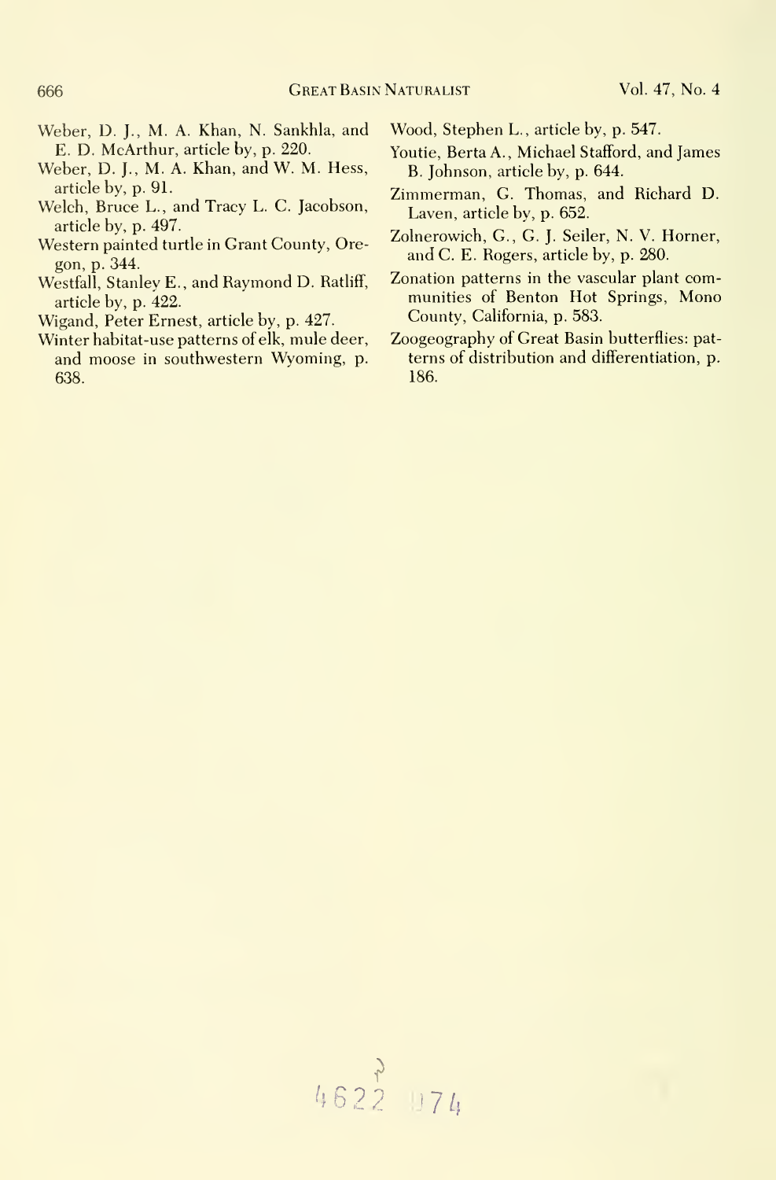Weber, D. J., M. A. Khan, N. Sankhla, and E. D. McArthur, article by, p. 220.

Weber, D. J., M. A. Khan, and W. M. Hess, article by, p. 91.

Welch, Bruce L., and Tracy L. C. Jacobson, article by, p. 497.

Western painted turtle in Grant County, Oregon, p. 344.

Westfall, Stanley E., and Raymond D. Ratliff, article by, p. 422.

Wigand, Peter Ernest, article by, p. 427.

Winter habitat-use patterns of elk, mule deer, and moose in southwestern Wyoming, p. 638.

Wood, Stephen L., article by, p. 547.

Youtie, Berta A., Michael Stafford, and James B. Johnson, article by, p. 644.

Zimmerman, G. Thomas, and Richard D. Laven, article by, p. 652.

Zolnerowich, G., G. J. Seiler, N. V. Horner, and C. E. Rogers, article by, p. 280.

Zonation patterns in the vascular plant communities of Benton Hot Springs, Mono County, California, p. 583.

Zoogeography of Great Basin butterflies: patterns of distribution and differentiation, p. 186.

4622 074